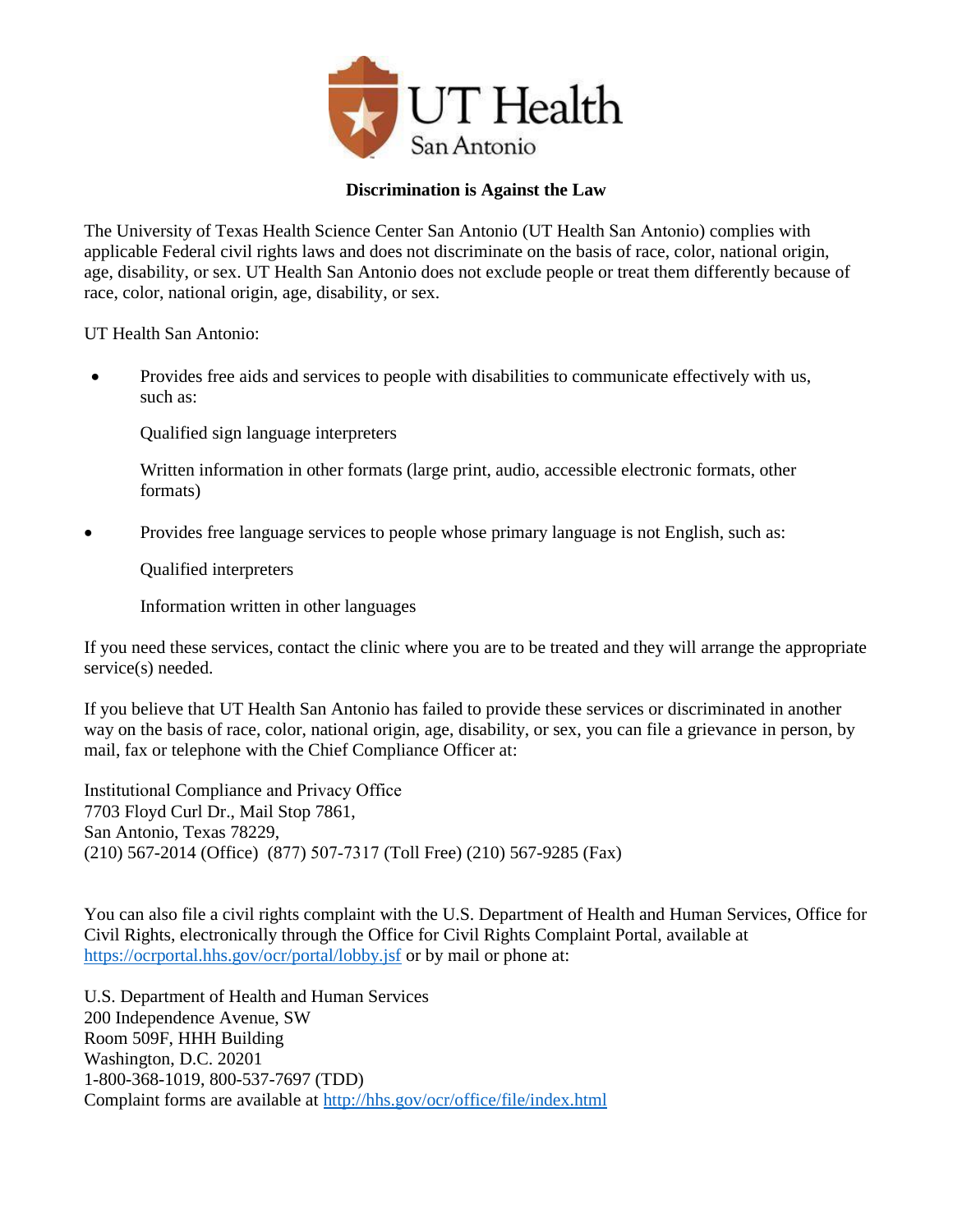UT Health San Antonio

## Discrimination is Against the Law

The University of Texas Health Science Center San Antonio (UT Health San Antonio) complies with applicable Federal civil rights laws and does not discriminate on the basis of race, color, national origin, age, disability, or sex. UT Health San Antonio does not exclude people or treat them differently because of race, color, national origin, age, disability, or sex.

UT Health San Antonio:

- Provides free aids and services to people with disabilities to communicate effectively with us, such as:

  Qualified sign language interpreters

  Written information in other formats (large print, audio, accessible electronic formats, other formats)

- Provides free language services to people whose primary language is not English, such as:

  Qualified interpreters

  Information written in other languages

If you need these services, contact the clinic where you are to be treated and they will arrange the appropriate service(s) needed.

If you believe that UT Health San Antonio has failed to provide these services or discriminated in another way on the basis of race, color, national origin, age, disability, or sex, you can file a grievance in person, by mail, fax or telephone with the Chief Compliance Officer at:

Institutional Compliance and Privacy Office
7703 Floyd Curl Dr., Mail Stop 7861,
San Antonio, Texas 78229,
(210) 567-2014 (Office) (877) 507-7317 (Toll Free) (210) 567-9285 (Fax)

You can also file a civil rights complaint with the U.S. Department of Health and Human Services, Office for Civil Rights, electronically through the Office for Civil Rights Complaint Portal, available at https://ocrportal.hhs.gov/ocr/portal/lobby.jsf or by mail or phone at:

U.S. Department of Health and Human Services
200 Independence Avenue, SW
Room 509F, HHH Building
Washington, D.C. 20201
1-800-368-1019, 800-537-7697 (TDD)
Complaint forms are available at http://hhs.gov/ocr/office/file/index.html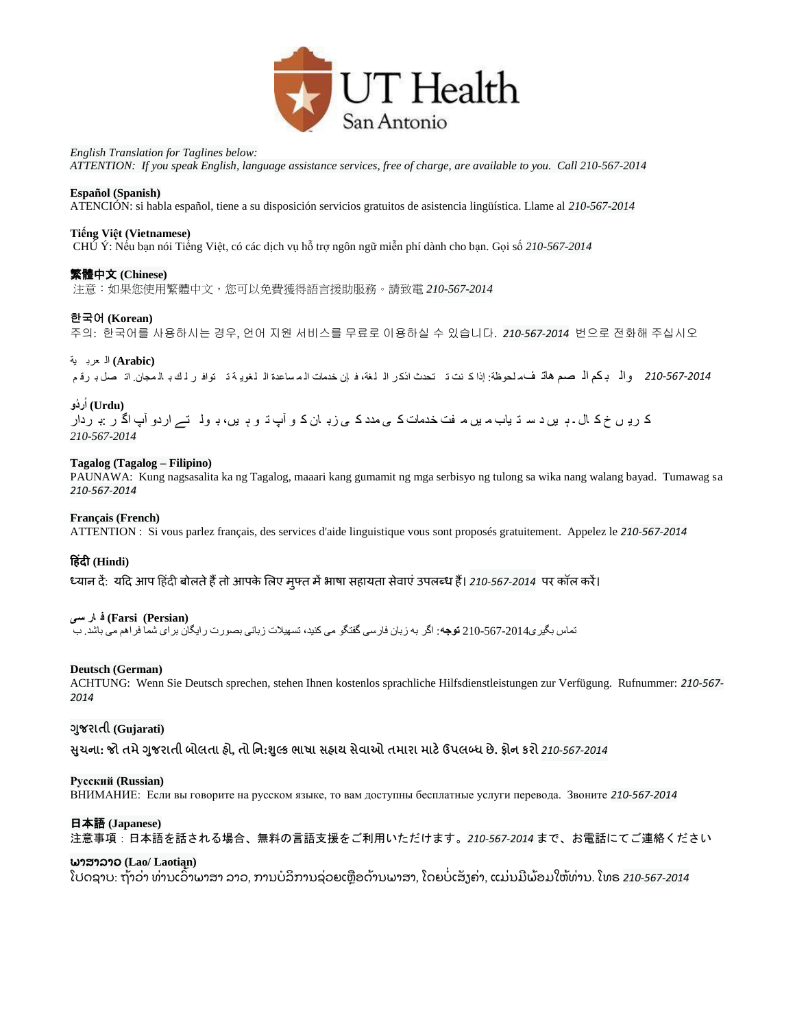UT Health San Antonio

*English Translation for Taglines below:*
*ATTENTION: If you speak English, language assistance services, free of charge, are available to you. Call 210-567-2014*

**Español (Spanish)**
ATENCIÓN: si habla español, tiene a su disposición servicios gratuitos de asistencia lingüística. Llame al *210-567-2014*

**Tiếng Việt (Vietnamese)**
CHÚ Ý: Nếu bạn nói Tiếng Việt, có các dịch vụ hỗ trợ ngôn ngữ miễn phí dành cho bạn. Gọi số *210-567-2014*

**繁體中文 (Chinese)**
注意：如果您使用繁體中文，您可以免費獲得語言援助服務。請致電 *210-567-2014*

**한국어 (Korean)**
주의: 한국어를 사용하시는 경우, 언어 지원 서비스를 무료로 이용하실 수 있습니다. *210-567-2014* 번으로 전화해 주십시오

**العربية (Arabic)**
ملحوظة: إذا كنت تتحدث اذكر اللغة، فإن خدمات المساعدة اللغوية تتوافر لك بالمجان. اتصل برقم *210-567-2014* والبكم الصم هاتف

**اُردُو (Urdu)**
خبردار: اگر آپ اردو بولتے ہیں، تو آپ کو زبان کی مدد کی خدمات مفت میں دستیاب ہیں ۔ کال کریں
*210-567-2014*

**Tagalog (Tagalog – Filipino)**
PAUNAWA: Kung nagsasalita ka ng Tagalog, maaari kang gumamit ng mga serbisyo ng tulong sa wika nang walang bayad. Tumawag sa *210-567-2014*

**Français (French)**
ATTENTION : Si vous parlez français, des services d'aide linguistique vous sont proposés gratuitement. Appelez le *210-567-2014*

**हिंदी (Hindi)**
ध्यान दें: यदि आप हिंदी बोलते हैं तो आपके लिए मुफ्त में भाषा सहायता सेवाएं उपलब्ध हैं। *210-567-2014* पर कॉल करें।

**فارسی (Farsi (Persian)**
**توجه**: اگر به زبان فارسی گفتگو می کنید، تسهیلات زبانی بصورت رایگان برای شما فراهم می باشد. با 210-567-2014 تماس بگیرید

**Deutsch (German)**
ACHTUNG: Wenn Sie Deutsch sprechen, stehen Ihnen kostenlos sprachliche Hilfsdienstleistungen zur Verfügung. Rufnummer: *210-567-2014*

**ગુજરાતી (Gujarati)**
સુચના: જો તમે ગુજરાતી બોલતા હો, તો નિ:શુલ્ક ભાષા સહાય સેવાઓ તમારા માટે ઉપલબ્ધ છે. ફોન કરો *210-567-2014*

**Русский (Russian)**
ВНИМАНИЕ: Если вы говорите на русском языке, то вам доступны бесплатные услуги перевода. Звоните *210-567-2014*

**日本語 (Japanese)**
注意事項：日本語を話される場合、無料の言語支援をご利用いただけます。*210-567-2014* まで、お電話にてご連絡ください

**ພາສາລາວ (Lao/ Laotian)**
ໂປດຊາບ: ຖ້າວ່າ ທ່ານເວົ້າພາສາ ລາວ, ການບໍລິການຊ່ວຍເຫຼືອດ້ານພາສາ, ໂດຍບໍ່ເສັງຄ່າ, ແມ່ນມີພ້ອມໃຫ້ທ່ານ. ໂທຣ *210-567-2014*